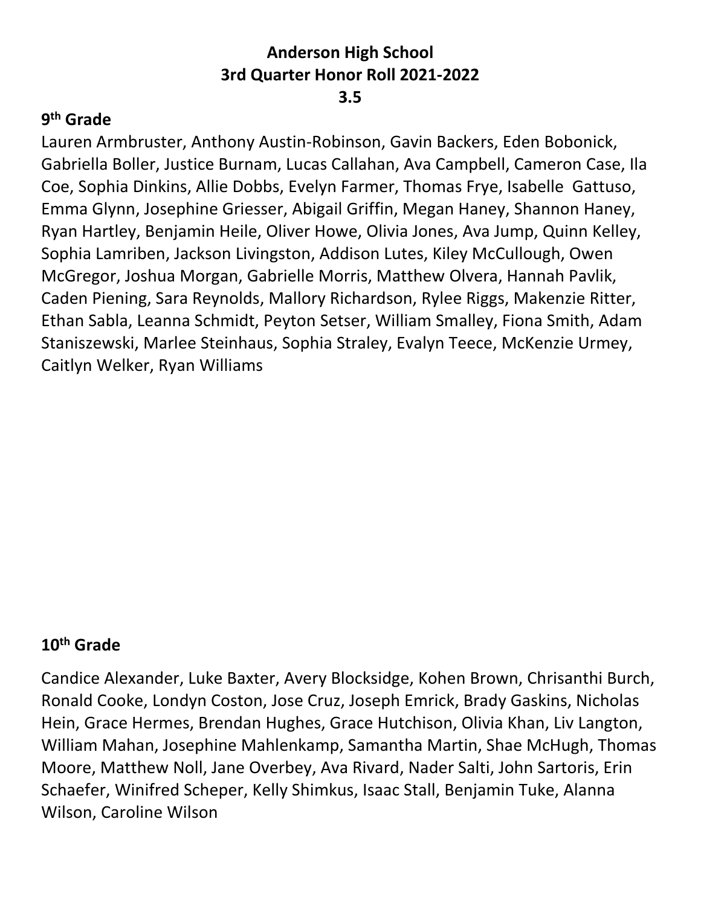# Anderson High School
# 3rd Quarter Honor Roll 2021-2022
# 3.5

## 9th Grade

Lauren Armbruster, Anthony Austin-Robinson, Gavin Backers, Eden Bobonick, Gabriella Boller, Justice Burnam, Lucas Callahan, Ava Campbell, Cameron Case, Ila Coe, Sophia Dinkins, Allie Dobbs, Evelyn Farmer, Thomas Frye, Isabelle Gattuso, Emma Glynn, Josephine Griesser, Abigail Griffin, Megan Haney, Shannon Haney, Ryan Hartley, Benjamin Heile, Oliver Howe, Olivia Jones, Ava Jump, Quinn Kelley, Sophia Lamriben, Jackson Livingston, Addison Lutes, Kiley McCullough, Owen McGregor, Joshua Morgan, Gabrielle Morris, Matthew Olvera, Hannah Pavlik, Caden Piening, Sara Reynolds, Mallory Richardson, Rylee Riggs, Makenzie Ritter, Ethan Sabla, Leanna Schmidt, Peyton Setser, William Smalley, Fiona Smith, Adam Staniszewski, Marlee Steinhaus, Sophia Straley, Evalyn Teece, McKenzie Urmey, Caitlyn Welker, Ryan Williams

## 10th Grade

Candice Alexander, Luke Baxter, Avery Blocksidge, Kohen Brown, Chrisanthi Burch, Ronald Cooke, Londyn Coston, Jose Cruz, Joseph Emrick, Brady Gaskins, Nicholas Hein, Grace Hermes, Brendan Hughes, Grace Hutchison, Olivia Khan, Liv Langton, William Mahan, Josephine Mahlenkamp, Samantha Martin, Shae McHugh, Thomas Moore, Matthew Noll, Jane Overbey, Ava Rivard, Nader Salti, John Sartoris, Erin Schaefer, Winifred Scheper, Kelly Shimkus, Isaac Stall, Benjamin Tuke, Alanna Wilson, Caroline Wilson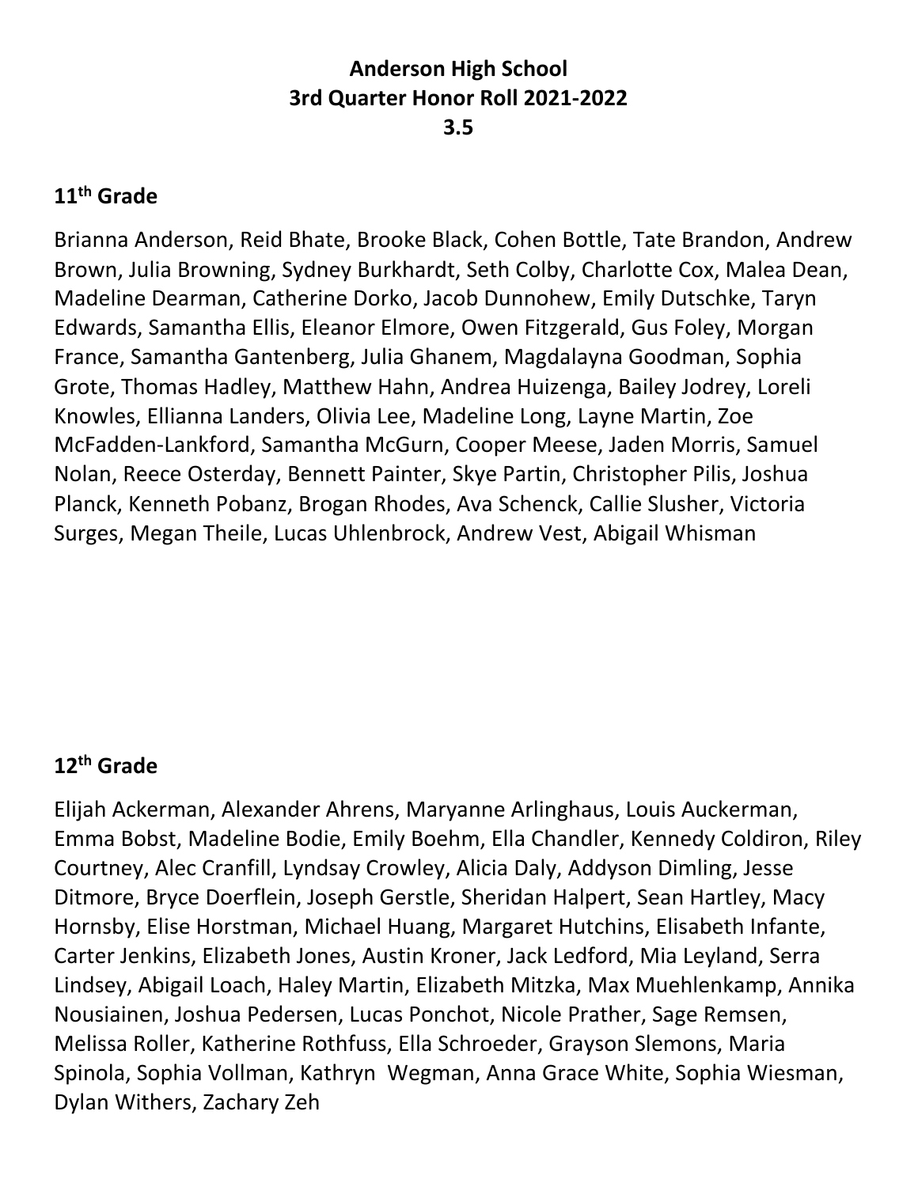**Anderson High School**
**3rd Quarter Honor Roll 2021-2022**
**3.5**

## 11th Grade

Brianna Anderson, Reid Bhate, Brooke Black, Cohen Bottle, Tate Brandon, Andrew Brown, Julia Browning, Sydney Burkhardt, Seth Colby, Charlotte Cox, Malea Dean, Madeline Dearman, Catherine Dorko, Jacob Dunnohew, Emily Dutschke, Taryn Edwards, Samantha Ellis, Eleanor Elmore, Owen Fitzgerald, Gus Foley, Morgan France, Samantha Gantenberg, Julia Ghanem, Magdalayna Goodman, Sophia Grote, Thomas Hadley, Matthew Hahn, Andrea Huizenga, Bailey Jodrey, Loreli Knowles, Ellianna Landers, Olivia Lee, Madeline Long, Layne Martin, Zoe McFadden-Lankford, Samantha McGurn, Cooper Meese, Jaden Morris, Samuel Nolan, Reece Osterday, Bennett Painter, Skye Partin, Christopher Pilis, Joshua Planck, Kenneth Pobanz, Brogan Rhodes, Ava Schenck, Callie Slusher, Victoria Surges, Megan Theile, Lucas Uhlenbrock, Andrew Vest, Abigail Whisman

## 12th Grade

Elijah Ackerman, Alexander Ahrens, Maryanne Arlinghaus, Louis Auckerman, Emma Bobst, Madeline Bodie, Emily Boehm, Ella Chandler, Kennedy Coldiron, Riley Courtney, Alec Cranfill, Lyndsay Crowley, Alicia Daly, Addyson Dimling, Jesse Ditmore, Bryce Doerflein, Joseph Gerstle, Sheridan Halpert, Sean Hartley, Macy Hornsby, Elise Horstman, Michael Huang, Margaret Hutchins, Elisabeth Infante, Carter Jenkins, Elizabeth Jones, Austin Kroner, Jack Ledford, Mia Leyland, Serra Lindsey, Abigail Loach, Haley Martin, Elizabeth Mitzka, Max Muehlenkamp, Annika Nousiainen, Joshua Pedersen, Lucas Ponchot, Nicole Prather, Sage Remsen, Melissa Roller, Katherine Rothfuss, Ella Schroeder, Grayson Slemons, Maria Spinola, Sophia Vollman, Kathryn Wegman, Anna Grace White, Sophia Wiesman, Dylan Withers, Zachary Zeh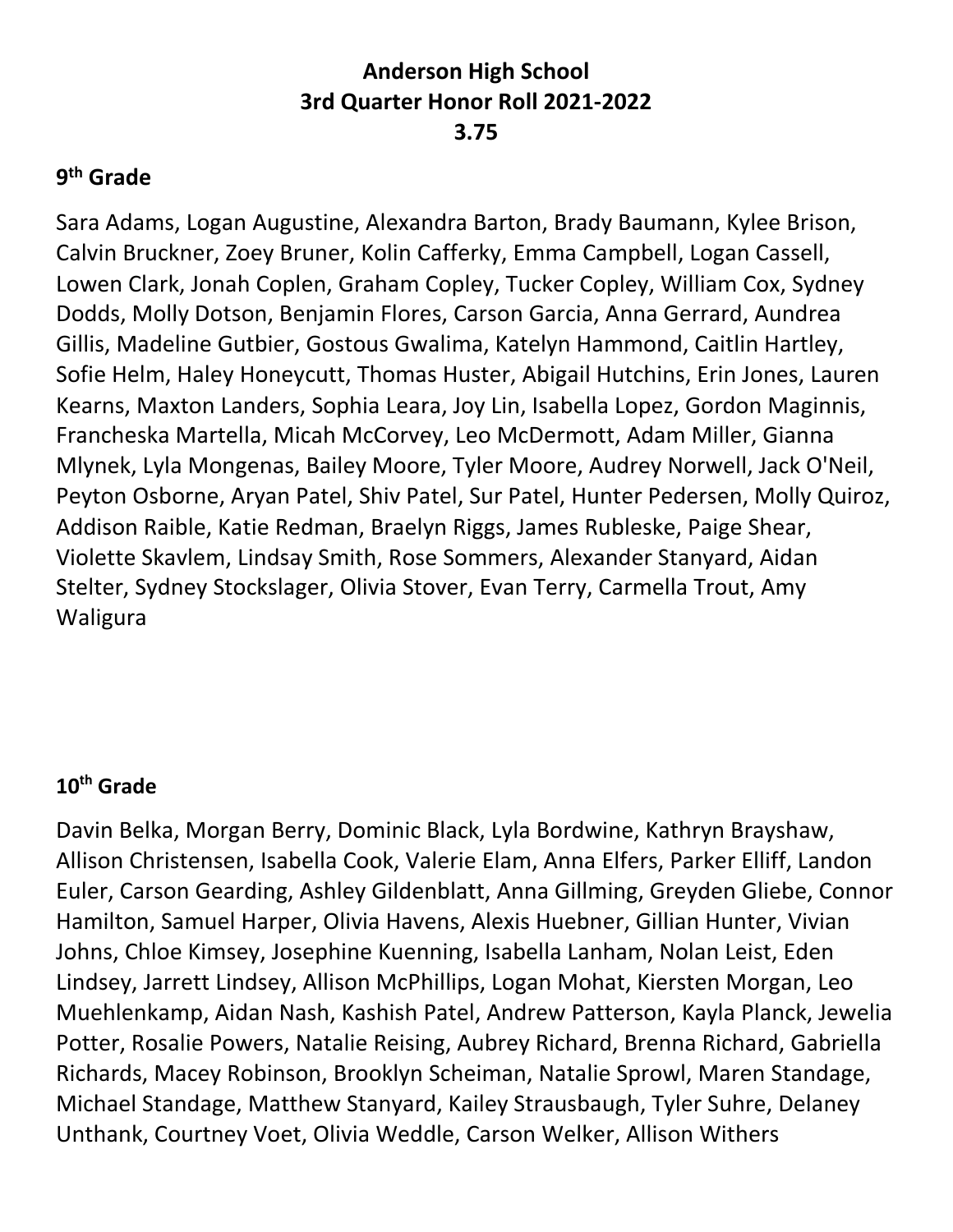# Anderson High School
# 3rd Quarter Honor Roll 2021-2022
# 3.75

## 9th Grade

Sara Adams, Logan Augustine, Alexandra Barton, Brady Baumann, Kylee Brison, Calvin Bruckner, Zoey Bruner, Kolin Cafferky, Emma Campbell, Logan Cassell, Lowen Clark, Jonah Coplen, Graham Copley, Tucker Copley, William Cox, Sydney Dodds, Molly Dotson, Benjamin Flores, Carson Garcia, Anna Gerrard, Aundrea Gillis, Madeline Gutbier, Gostous Gwalima, Katelyn Hammond, Caitlin Hartley, Sofie Helm, Haley Honeycutt, Thomas Huster, Abigail Hutchins, Erin Jones, Lauren Kearns, Maxton Landers, Sophia Leara, Joy Lin, Isabella Lopez, Gordon Maginnis, Francheska Martella, Micah McCorvey, Leo McDermott, Adam Miller, Gianna Mlynek, Lyla Mongenas, Bailey Moore, Tyler Moore, Audrey Norwell, Jack O'Neil, Peyton Osborne, Aryan Patel, Shiv Patel, Sur Patel, Hunter Pedersen, Molly Quiroz, Addison Raible, Katie Redman, Braelyn Riggs, James Rubleske, Paige Shear, Violette Skavlem, Lindsay Smith, Rose Sommers, Alexander Stanyard, Aidan Stelter, Sydney Stockslager, Olivia Stover, Evan Terry, Carmella Trout, Amy Waligura

## 10th Grade

Davin Belka, Morgan Berry, Dominic Black, Lyla Bordwine, Kathryn Brayshaw, Allison Christensen, Isabella Cook, Valerie Elam, Anna Elfers, Parker Elliff, Landon Euler, Carson Gearding, Ashley Gildenblatt, Anna Gillming, Greyden Gliebe, Connor Hamilton, Samuel Harper, Olivia Havens, Alexis Huebner, Gillian Hunter, Vivian Johns, Chloe Kimsey, Josephine Kuenning, Isabella Lanham, Nolan Leist, Eden Lindsey, Jarrett Lindsey, Allison McPhillips, Logan Mohat, Kiersten Morgan, Leo Muehlenkamp, Aidan Nash, Kashish Patel, Andrew Patterson, Kayla Planck, Jewelia Potter, Rosalie Powers, Natalie Reising, Aubrey Richard, Brenna Richard, Gabriella Richards, Macey Robinson, Brooklyn Scheiman, Natalie Sprowl, Maren Standage, Michael Standage, Matthew Stanyard, Kailey Strausbaugh, Tyler Suhre, Delaney Unthank, Courtney Voet, Olivia Weddle, Carson Welker, Allison Withers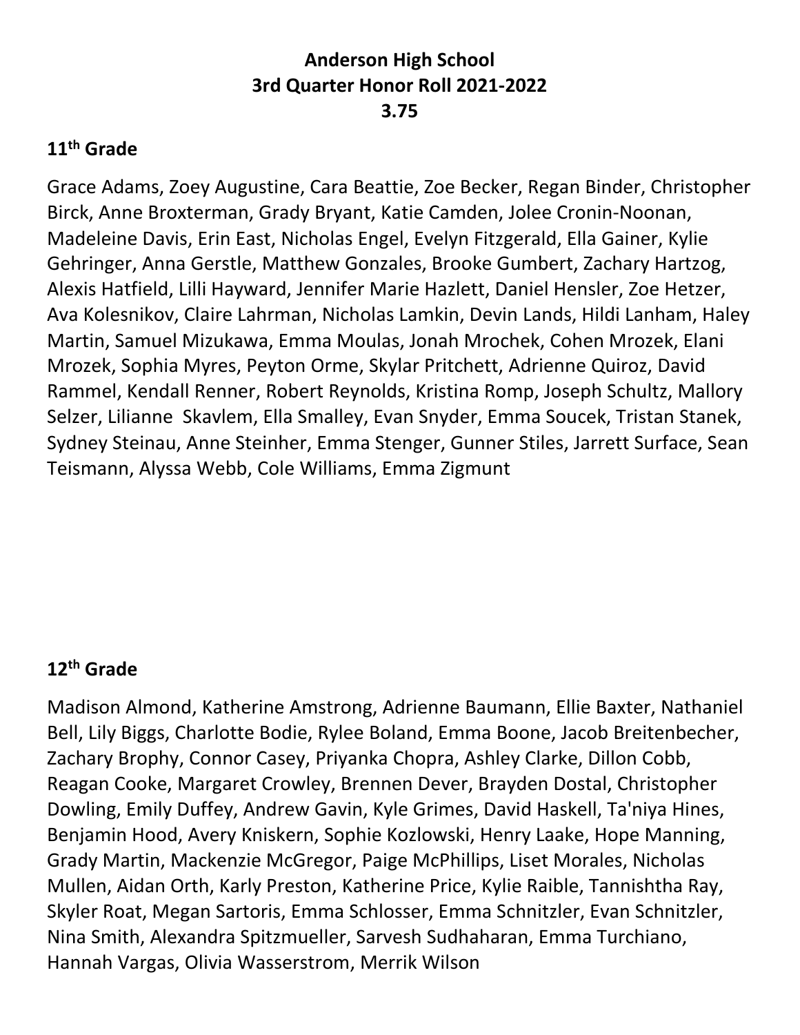**Anderson High School**
**3rd Quarter Honor Roll 2021-2022**
**3.75**

## 11th Grade

Grace Adams, Zoey Augustine, Cara Beattie, Zoe Becker, Regan Binder, Christopher Birck, Anne Broxterman, Grady Bryant, Katie Camden, Jolee Cronin-Noonan, Madeleine Davis, Erin East, Nicholas Engel, Evelyn Fitzgerald, Ella Gainer, Kylie Gehringer, Anna Gerstle, Matthew Gonzales, Brooke Gumbert, Zachary Hartzog, Alexis Hatfield, Lilli Hayward, Jennifer Marie Hazlett, Daniel Hensler, Zoe Hetzer, Ava Kolesnikov, Claire Lahrman, Nicholas Lamkin, Devin Lands, Hildi Lanham, Haley Martin, Samuel Mizukawa, Emma Moulas, Jonah Mrochek, Cohen Mrozek, Elani Mrozek, Sophia Myres, Peyton Orme, Skylar Pritchett, Adrienne Quiroz, David Rammel, Kendall Renner, Robert Reynolds, Kristina Romp, Joseph Schultz, Mallory Selzer, Lilianne Skavlem, Ella Smalley, Evan Snyder, Emma Soucek, Tristan Stanek, Sydney Steinau, Anne Steinher, Emma Stenger, Gunner Stiles, Jarrett Surface, Sean Teismann, Alyssa Webb, Cole Williams, Emma Zigmunt

## 12th Grade

Madison Almond, Katherine Amstrong, Adrienne Baumann, Ellie Baxter, Nathaniel Bell, Lily Biggs, Charlotte Bodie, Rylee Boland, Emma Boone, Jacob Breitenbecher, Zachary Brophy, Connor Casey, Priyanka Chopra, Ashley Clarke, Dillon Cobb, Reagan Cooke, Margaret Crowley, Brennen Dever, Brayden Dostal, Christopher Dowling, Emily Duffey, Andrew Gavin, Kyle Grimes, David Haskell, Ta'niya Hines, Benjamin Hood, Avery Kniskern, Sophie Kozlowski, Henry Laake, Hope Manning, Grady Martin, Mackenzie McGregor, Paige McPhillips, Liset Morales, Nicholas Mullen, Aidan Orth, Karly Preston, Katherine Price, Kylie Raible, Tannishtha Ray, Skyler Roat, Megan Sartoris, Emma Schlosser, Emma Schnitzler, Evan Schnitzler, Nina Smith, Alexandra Spitzmueller, Sarvesh Sudhaharan, Emma Turchiano, Hannah Vargas, Olivia Wasserstrom, Merrik Wilson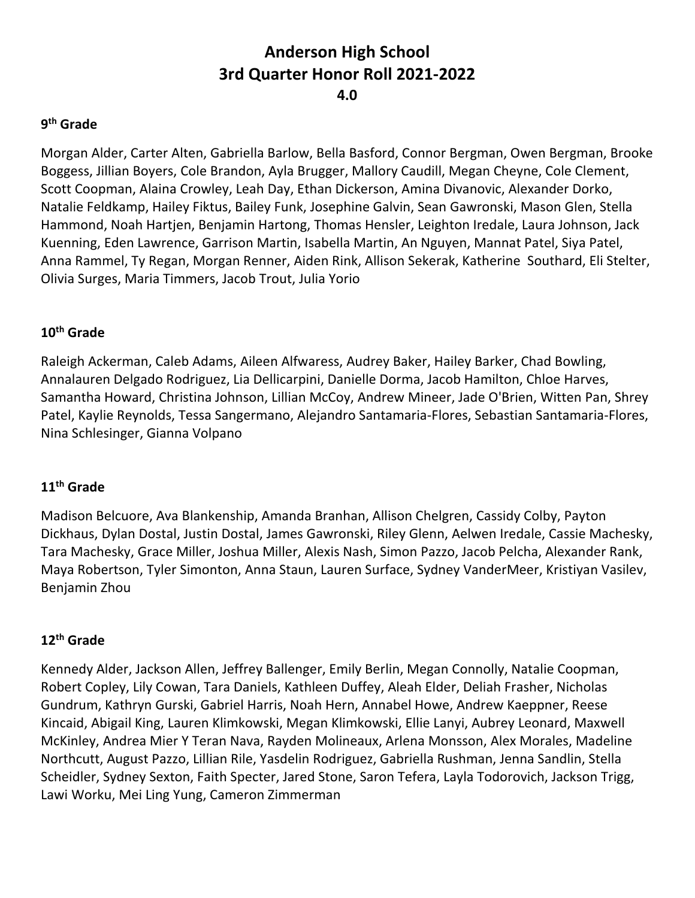# Anderson High School
# 3rd Quarter Honor Roll 2021-2022
## 4.0

### 9th Grade

Morgan Alder, Carter Alten, Gabriella Barlow, Bella Basford, Connor Bergman, Owen Bergman, Brooke Boggess, Jillian Boyers, Cole Brandon, Ayla Brugger, Mallory Caudill, Megan Cheyne, Cole Clement, Scott Coopman, Alaina Crowley, Leah Day, Ethan Dickerson, Amina Divanovic, Alexander Dorko, Natalie Feldkamp, Hailey Fiktus, Bailey Funk, Josephine Galvin, Sean Gawronski, Mason Glen, Stella Hammond, Noah Hartjen, Benjamin Hartong, Thomas Hensler, Leighton Iredale, Laura Johnson, Jack Kuenning, Eden Lawrence, Garrison Martin, Isabella Martin, An Nguyen, Mannat Patel, Siya Patel, Anna Rammel, Ty Regan, Morgan Renner, Aiden Rink, Allison Sekerak, Katherine Southard, Eli Stelter, Olivia Surges, Maria Timmers, Jacob Trout, Julia Yorio

### 10th Grade

Raleigh Ackerman, Caleb Adams, Aileen Alfwaress, Audrey Baker, Hailey Barker, Chad Bowling, Annalauren Delgado Rodriguez, Lia Dellicarpini, Danielle Dorma, Jacob Hamilton, Chloe Harves, Samantha Howard, Christina Johnson, Lillian McCoy, Andrew Mineer, Jade O'Brien, Witten Pan, Shrey Patel, Kaylie Reynolds, Tessa Sangermano, Alejandro Santamaria-Flores, Sebastian Santamaria-Flores, Nina Schlesinger, Gianna Volpano

### 11th Grade

Madison Belcuore, Ava Blankenship, Amanda Branhan, Allison Chelgren, Cassidy Colby, Payton Dickhaus, Dylan Dostal, Justin Dostal, James Gawronski, Riley Glenn, Aelwen Iredale, Cassie Machesky, Tara Machesky, Grace Miller, Joshua Miller, Alexis Nash, Simon Pazzo, Jacob Pelcha, Alexander Rank, Maya Robertson, Tyler Simonton, Anna Staun, Lauren Surface, Sydney VanderMeer, Kristiyan Vasilev, Benjamin Zhou

### 12th Grade

Kennedy Alder, Jackson Allen, Jeffrey Ballenger, Emily Berlin, Megan Connolly, Natalie Coopman, Robert Copley, Lily Cowan, Tara Daniels, Kathleen Duffey, Aleah Elder, Deliah Frasher, Nicholas Gundrum, Kathryn Gurski, Gabriel Harris, Noah Hern, Annabel Howe, Andrew Kaeppner, Reese Kincaid, Abigail King, Lauren Klimkowski, Megan Klimkowski, Ellie Lanyi, Aubrey Leonard, Maxwell McKinley, Andrea Mier Y Teran Nava, Rayden Molineaux, Arlena Monsson, Alex Morales, Madeline Northcutt, August Pazzo, Lillian Rile, Yasdelin Rodriguez, Gabriella Rushman, Jenna Sandlin, Stella Scheidler, Sydney Sexton, Faith Specter, Jared Stone, Saron Tefera, Layla Todorovich, Jackson Trigg, Lawi Worku, Mei Ling Yung, Cameron Zimmerman